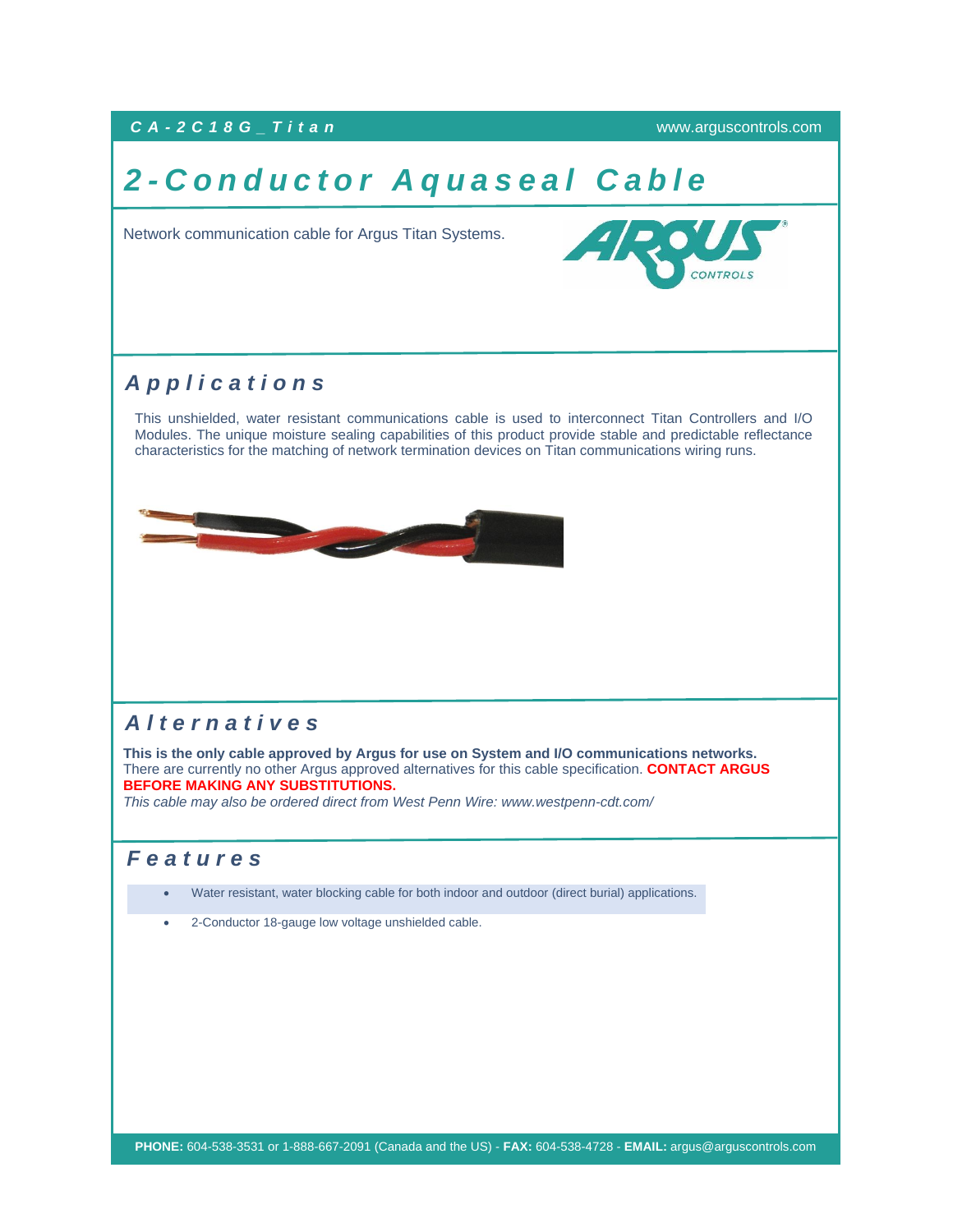**CA-2C18G_Titan** www.arguscontrols.com

# 2-Conductor Aquaseal Cable

Network communication cable for Argus Titan Systems.

## Applications

This unshielded, water resistant communications cable is used to interconnect Titan Controllers and I/O Modules. The unique moisture sealing capabilities of this product provide stable and predictable reflectance characteristics for the matching of network termination devices on Titan communications wiring runs.

## Alternatives

**This is the only cable approved by Argus for use on System and I/O communications networks.** There are currently no other Argus approved alternatives for this cable specification. **CONTACT ARGUS BEFORE MAKING ANY SUBSTITUTIONS.**

*This cable may also be ordered direct from West Penn Wire: www.westpenn-cdt.com/*

## Features

- Water resistant, water blocking cable for both indoor and outdoor (direct burial) applications.
- 2-Conductor 18-gauge low voltage unshielded cable.

**PHONE:** 604-538-3531 or 1-888-667-2091 (Canada and the US) - **FAX:** 604-538-4728 - **EMAIL:** argus@arguscontrols.com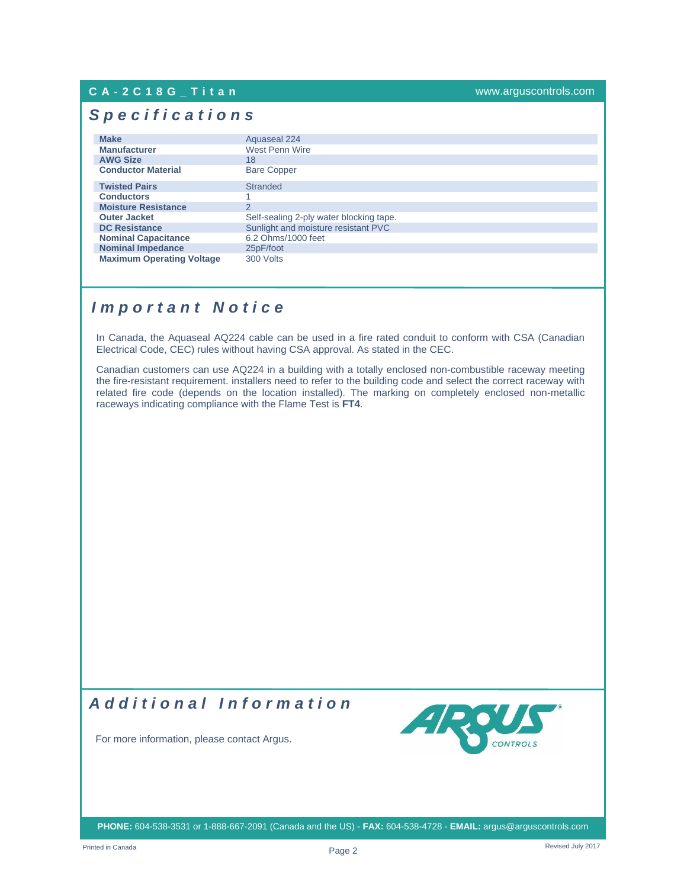## Specifications

| | |
|---|---|
| **Make** | Aquaseal 224 |
| **Manufacturer** | West Penn Wire |
| **AWG Size** | 18 |
| **Conductor Material** | Bare Copper |
| **Twisted Pairs** | Stranded |
| **Conductors** | 1 |
| **Moisture Resistance** | 2 |
| **Outer Jacket** | Self-sealing 2-ply water blocking tape. |
| **DC Resistance** | Sunlight and moisture resistant PVC |
| **Nominal Capacitance** | 6.2 Ohms/1000 feet |
| **Nominal Impedance** | 25pF/foot |
| **Maximum Operating Voltage** | 300 Volts |

## Important Notice

In Canada, the Aquaseal AQ224 cable can be used in a fire rated conduit to conform with CSA (Canadian Electrical Code, CEC) rules without having CSA approval. As stated in the CEC.

Canadian customers can use AQ224 in a building with a totally enclosed non-combustible raceway meeting the fire-resistant requirement. installers need to refer to the building code and select the correct raceway with related fire code (depends on the location installed). The marking on completely enclosed non-metallic raceways indicating compliance with the Flame Test is **FT4**.

## Additional Information

For more information, please contact Argus.

**PHONE:** 604-538-3531 or 1-888-667-2091 (Canada and the US) - **FAX:** 604-538-4728 - **EMAIL:** argus@arguscontrols.com

Printed in Canada

Revised July 2017